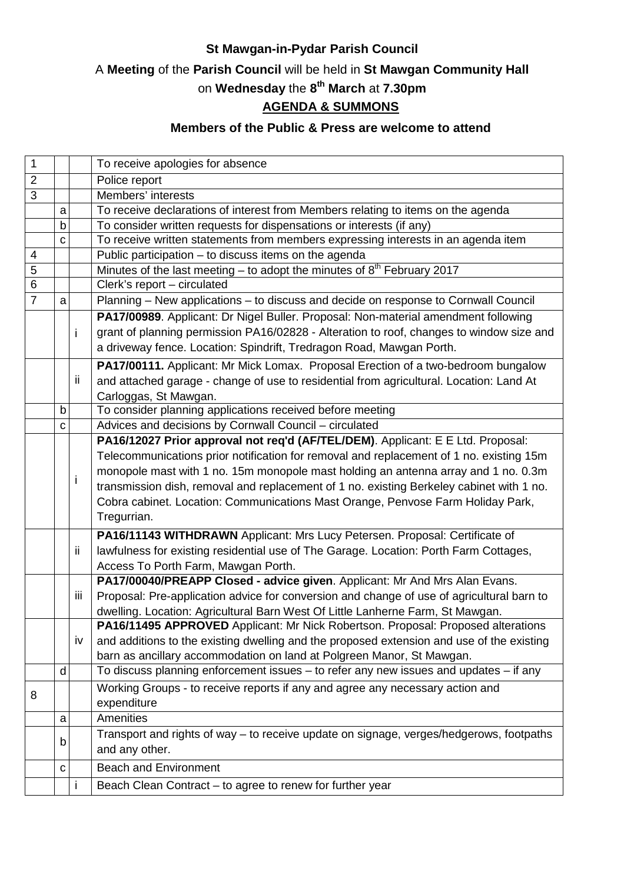**St Mawgan-in-Pydar Parish Council**

A **Meeting** of the **Parish Council** will be held in **St Mawgan Community Hall**

on **Wednesday** the **8th March** at **7.30pm**

**AGENDA & SUMMONS**

**Members of the Public & Press are welcome to attend**

| | | | |
|---|---|---|---|
| 1 | | | To receive apologies for absence |
| 2 | | | Police report |
| 3 | | | Members' interests |
| | a | | To receive declarations of interest from Members relating to items on the agenda |
| | b | | To consider written requests for dispensations or interests (if any) |
| | c | | To receive written statements from members expressing interests in an agenda item |
| 4 | | | Public participation – to discuss items on the agenda |
| 5 | | | Minutes of the last meeting – to adopt the minutes of 8th February 2017 |
| 6 | | | Clerk's report – circulated |
| 7 | a | | Planning – New applications – to discuss and decide on response to Cornwall Council |
| | | i | **PA17/00989**. Applicant: Dr Nigel Buller. Proposal: Non-material amendment following grant of planning permission PA16/02828 - Alteration to roof, changes to window size and a driveway fence. Location: Spindrift, Tredragon Road, Mawgan Porth. |
| | | ii | **PA17/00111.** Applicant: Mr Mick Lomax. Proposal Erection of a two-bedroom bungalow and attached garage - change of use to residential from agricultural. Location: Land At Carloggas, St Mawgan. |
| | b | | To consider planning applications received before meeting |
| | c | | Advices and decisions by Cornwall Council – circulated |
| | | i | **PA16/12027 Prior approval not req'd (AF/TEL/DEM)**. Applicant: E E Ltd. Proposal: Telecommunications prior notification for removal and replacement of 1 no. existing 15m monopole mast with 1 no. 15m monopole mast holding an antenna array and 1 no. 0.3m transmission dish, removal and replacement of 1 no. existing Berkeley cabinet with 1 no. Cobra cabinet. Location: Communications Mast Orange, Penvose Farm Holiday Park, Tregurrian. |
| | | ii | **PA16/11143 WITHDRAWN** Applicant: Mrs Lucy Petersen. Proposal: Certificate of lawfulness for existing residential use of The Garage. Location: Porth Farm Cottages, Access To Porth Farm, Mawgan Porth. |
| | | iii | **PA17/00040/PREAPP Closed - advice given**. Applicant: Mr And Mrs Alan Evans. Proposal: Pre-application advice for conversion and change of use of agricultural barn to dwelling. Location: Agricultural Barn West Of Little Lanherne Farm, St Mawgan. |
| | | iv | **PA16/11495 APPROVED** Applicant: Mr Nick Robertson. Proposal: Proposed alterations and additions to the existing dwelling and the proposed extension and use of the existing barn as ancillary accommodation on land at Polgreen Manor, St Mawgan. |
| | d | | To discuss planning enforcement issues – to refer any new issues and updates – if any |
| 8 | | | Working Groups - to receive reports if any and agree any necessary action and expenditure |
| | a | | Amenities |
| | b | | Transport and rights of way – to receive update on signage, verges/hedgerows, footpaths and any other. |
| | c | | Beach and Environment |
| | | i | Beach Clean Contract – to agree to renew for further year |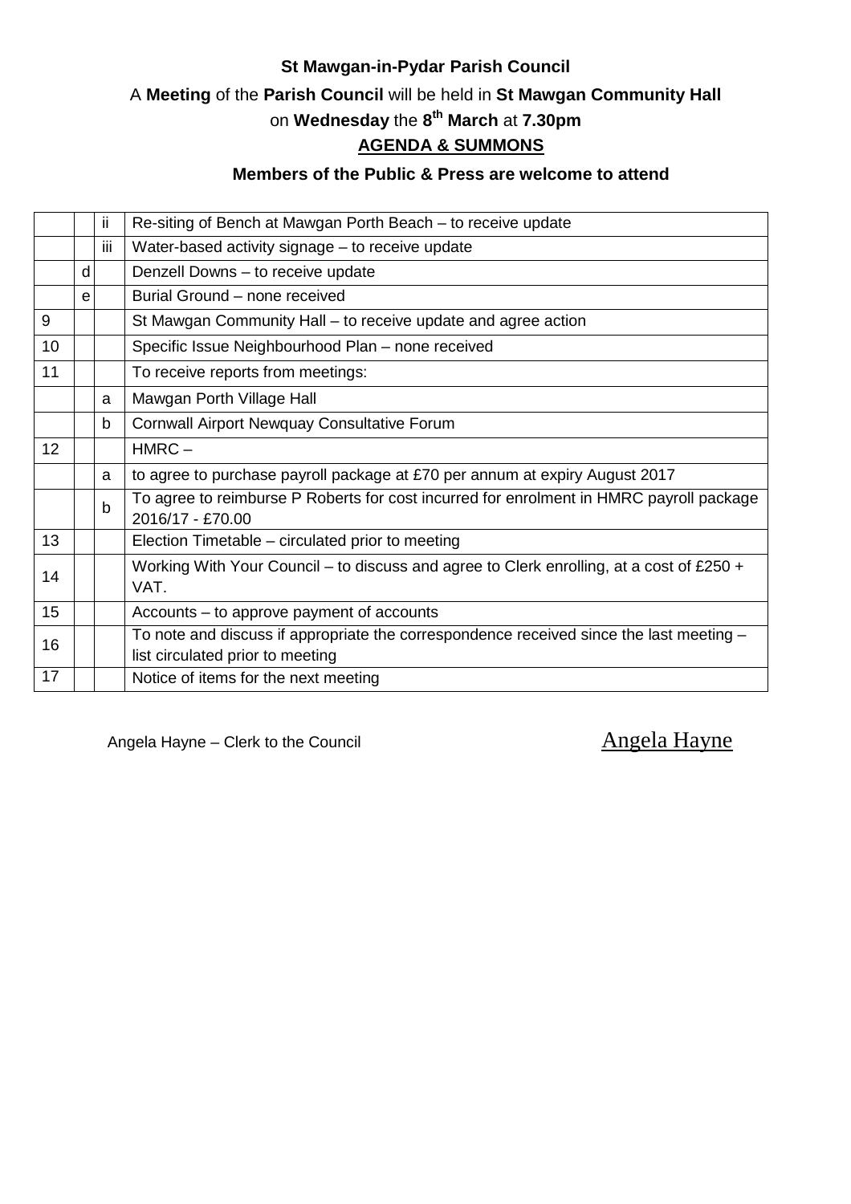**St Mawgan-in-Pydar Parish Council**

A **Meeting** of the **Parish Council** will be held in **St Mawgan Community Hall** on **Wednesday** the **8th March** at **7.30pm**

**AGENDA & SUMMONS**

**Members of the Public & Press are welcome to attend**

| | | | |
|---|---|---|---|
| | | ii | Re-siting of Bench at Mawgan Porth Beach – to receive update |
| | | iii | Water-based activity signage – to receive update |
| | d | | Denzell Downs – to receive update |
| | e | | Burial Ground – none received |
| 9 | | | St Mawgan Community Hall – to receive update and agree action |
| 10 | | | Specific Issue Neighbourhood Plan – none received |
| 11 | | | To receive reports from meetings: |
| | | a | Mawgan Porth Village Hall |
| | | b | Cornwall Airport Newquay Consultative Forum |
| 12 | | | HMRC – |
| | | a | to agree to purchase payroll package at £70 per annum at expiry August 2017 |
| | | b | To agree to reimburse P Roberts for cost incurred for enrolment in HMRC payroll package 2016/17 - £70.00 |
| 13 | | | Election Timetable – circulated prior to meeting |
| 14 | | | Working With Your Council – to discuss and agree to Clerk enrolling, at a cost of £250 + VAT. |
| 15 | | | Accounts – to approve payment of accounts |
| 16 | | | To note and discuss if appropriate the correspondence received since the last meeting – list circulated prior to meeting |
| 17 | | | Notice of items for the next meeting |

Angela Hayne – Clerk to the Council Angela Hayne